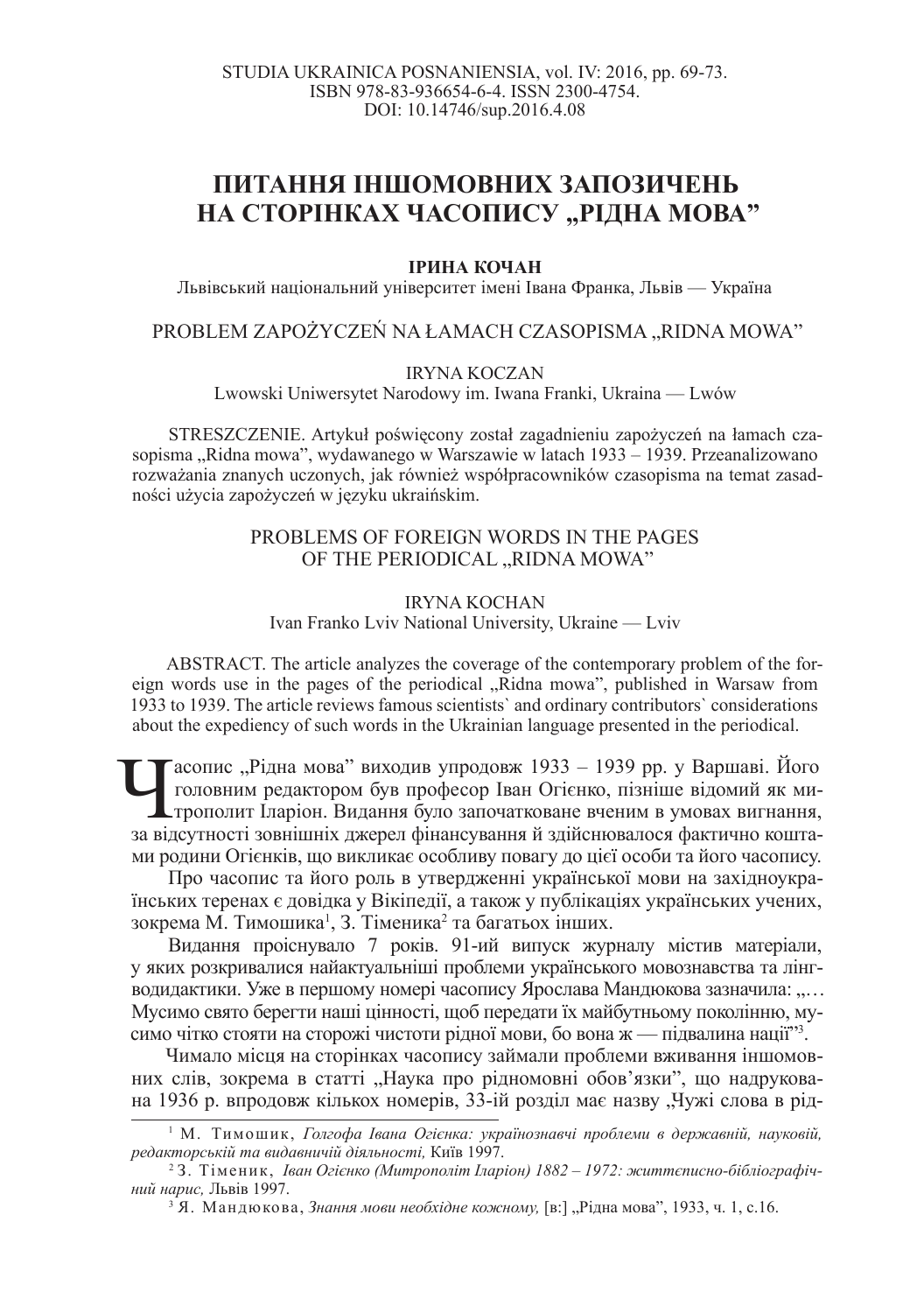STUDIA UKRAINICA POSNANIENSIA, vol. IV: 2016, pp. 69-73.
ISBN 978-83-936654-6-4. ISSN 2300-4754.
DOI: 10.14746/sup.2016.4.08

# ПИТАННЯ ІНШОМОВНИХ ЗАПОЗИЧЕНЬ НА СТОРІНКАХ ЧАСОПИСУ „РІДНА МОВА"

**ІРИНА КОЧАН**
Львівський національний університет імені Івана Франка, Львів — Україна

## PROBLEM ZAPOŻYCZEŃ NA ŁAMACH CZASOPISMA „RIDNA MOWA"

IRYNA KOCZAN
Lwowski Uniwersytet Narodowy im. Iwana Franki, Ukraina — Lwów

STRESZCZENIE. Artykuł poświęcony został zagadnieniu zapożyczeń na łamach czasopisma „Ridna mowa", wydawanego w Warszawie w latach 1933 – 1939. Przeanalizowano rozważania znanych uczonych, jak również współpracowników czasopisma na temat zasadności użycia zapożyczeń w języku ukraińskim.

## PROBLEMS OF FOREIGN WORDS IN THE PAGES OF THE PERIODICAL „RIDNA MOWA"

IRYNA KOCHAN
Ivan Franko Lviv National University, Ukraine — Lviv

ABSTRACT. The article analyzes the coverage of the contemporary problem of the foreign words use in the pages of the periodical „Ridna mowa", published in Warsaw from 1933 to 1939. The article reviews famous scientists` and ordinary contributors` considerations about the expediency of such words in the Ukrainian language presented in the periodical.

Часопис „Рідна мова" виходив упродовж 1933 – 1939 рр. у Варшаві. Його головним редактором був професор Іван Огієнко, пізніше відомий як митрополит Іларіон. Видання було започатковане вченим в умовах вигнання, за відсутності зовнішніх джерел фінансування й здійснювалося фактично коштами родини Огієнків, що викликає особливу повагу до цієї особи та його часопису.

Про часопис та його роль в утвердженні української мови на західноукраїнських теренах є довідка у Вікіпедії, а також у публікаціях українських учених, зокрема М. Тимошика[1], З. Тіменика[2] та багатьох інших.

Видання проіснувало 7 років. 91-ий випуск журналу містив матеріали, у яких розкривалися найактуальніші проблеми українського мовознавства та лінгводидактики. Уже в першому номері часопису Ярослава Мандюкова зазначила: „… Мусимо свято берегти наші цінності, щоб передати їх майбутньому поколінню, мусимо чітко стояти на сторожі чистоти рідної мови, бо вона ж — підвалина нації"[3].

Чимало місця на сторінках часопису займали проблеми вживання іншомовних слів, зокрема в статті „Наука про рідномовні обов'язки", що надрукована 1936 р. впродовж кількох номерів, 33-ій розділ має назву „Чужі слова в рід-

---

[1] М. Тимошик, *Голгофа Івана Огієнка: українознавчі проблеми в державній, науковій, редакторській та видавничій діяльності,* Київ 1997.

[2] З. Тіменик, *Іван Огієнко (Митрополіт Іларіон) 1882 – 1972: життєписно-бібліографічний нарис,* Львів 1997.

[3] Я. Мандюкова, *Знання мови необхідне кожному,* [в:] „Рідна мова", 1933, ч. 1, с.16.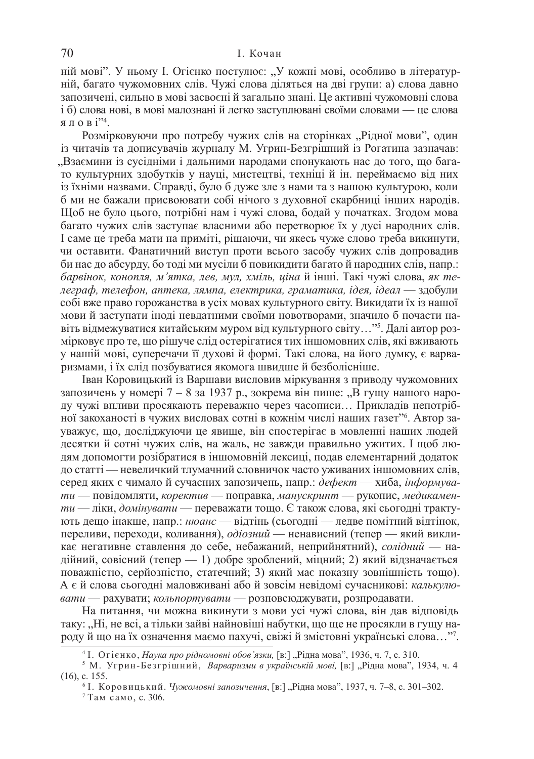ній мові". У ньому І. Огієнко постулює: „У кожні мові, особливо в літературній, багато чужомовних слів. Чужі слова діляться на дві групи: а) слова давно запозичені, сильно в мові засвоєні й загально знані. Це активні чужомовні слова і б) слова нові, в мові малознані й легко заступлювані своїми словами — це слова я л о в і"[4].

Розмірковуючи про потребу чужих слів на сторінках „Рідної мови", один із читачів та дописувачів журналу М. Угрин-Безгрішний із Рогатина зазначав: „Взаємини із сусідніми і дальними народами спонукають нас до того, що багато культурних здобутків у науці, мистецтві, техніці й ін. переймаємо від них із їхніми назвами. Справді, було б дуже зле з нами та з нашою культурою, коли б ми не бажали присвоювати собі нічого з духовної скарбниці інших народів. Щоб не було цього, потрібні нам і чужі слова, бодай у початках. Згодом мова багато чужих слів заступає власними або перетворює їх у дусі народних слів. І саме це треба мати на приміті, рішаючи, чи якесь чуже слово треба викинути, чи оставити. Фанатичний виступ проти всього засобу чужих слів допровадив би нас до абсурду, бо тоді ми мусіли б повикидити багато й народних слів, напр.: *барвінок, конопля, м'ятка, лев, мул, хміль, ціна* й інші. Такі чужі слова, *як телеграф, телефон, аптека, лямпа, електрика, граматика, ідея, ідеал* — здобули собі вже право горожанства в усіх мовах культурного світу. Викидати їх із нашої мови й заступати іноді невдатними своїми новотворами, значило б почасти навіть відмежуватися китайським муром від культурного світу…"[5]. Далі автор розмірковує про те, що рішуче слід остерігатися тих іншомовних слів, які вживають у нашій мові, суперечачи її духові й формі. Такі слова, на його думку, є варваризмами, і їх слід позбуватися якомога швидше й безболісніше.

Іван Коровицький із Варшави висловив міркування з приводу чужомовних запозичень у номері 7 – 8 за 1937 р., зокрема він пише: „В гущу нашого народу чужі впливи просякають переважно через часописи… Прикладів непотрібної закоханості в чужих висловах сотні в кожнім числі наших газет"[6]. Автор зауважує, що, досліджуючи це явище, він спостерігає в мовленні наших людей десятки й сотні чужих слів, на жаль, не завжди правильно ужитих. І щоб людям допомогти розібратися в іншомовній лексиці, подав елементарний додаток до статті — невеличкий тлумачний словничок часто уживаних іншомовних слів, серед яких є чимало й сучасних запозичень, напр.: *дефект* — хиба, *інформувати* — повідомляти, *коректив* — поправка, *манускрипт* — рукопис, *медикаменти* — ліки, *домінувати* — переважати тощо. Є також слова, які сьогодні трактують дещо інакше, напр.: *нюанс* — відтінь (сьогодні — ледве помітний відтінок, переливи, переходи, коливання), *одіозний* — ненависний (тепер — який викликає негативне ставлення до себе, небажаний, неприйнятний), *солідний* — надійний, совісний (тепер — 1) добре зроблений, міцний; 2) який відзначається поважністю, серйозністю, статечний; 3) який має показну зовнішність тощо). А є й слова сьогодні маловживані або й зовсім невідомі сучасникові: *калькулювати* — рахувати; *кольпортувати* — розповсюджувати, розпродавати.

На питання, чи можна викинути з мови усі чужі слова, він дав відповідь таку: „Ні, не всі, а тільки зайві найновіші набутки, що ще не просякли в гущу народу й що на їх означення маємо пахучі, свіжі й змістовні українські слова…"[7].

---

[4] І. Огієнко, *Наука про рідномовні обов'язки,* [в:] „Рідна мова", 1936, ч. 7, с. 310.

[5] М. Угрин-Безгрішний, *Варваризми в українській мові,* [в:] „Рідна мова", 1934, ч. 4 (16), с. 155.

[6] І. Коровицький. *Чужомовні запозичення*, [в:] „Рідна мова", 1937, ч. 7–8, с. 301–302.

[7] Там само, с. 306.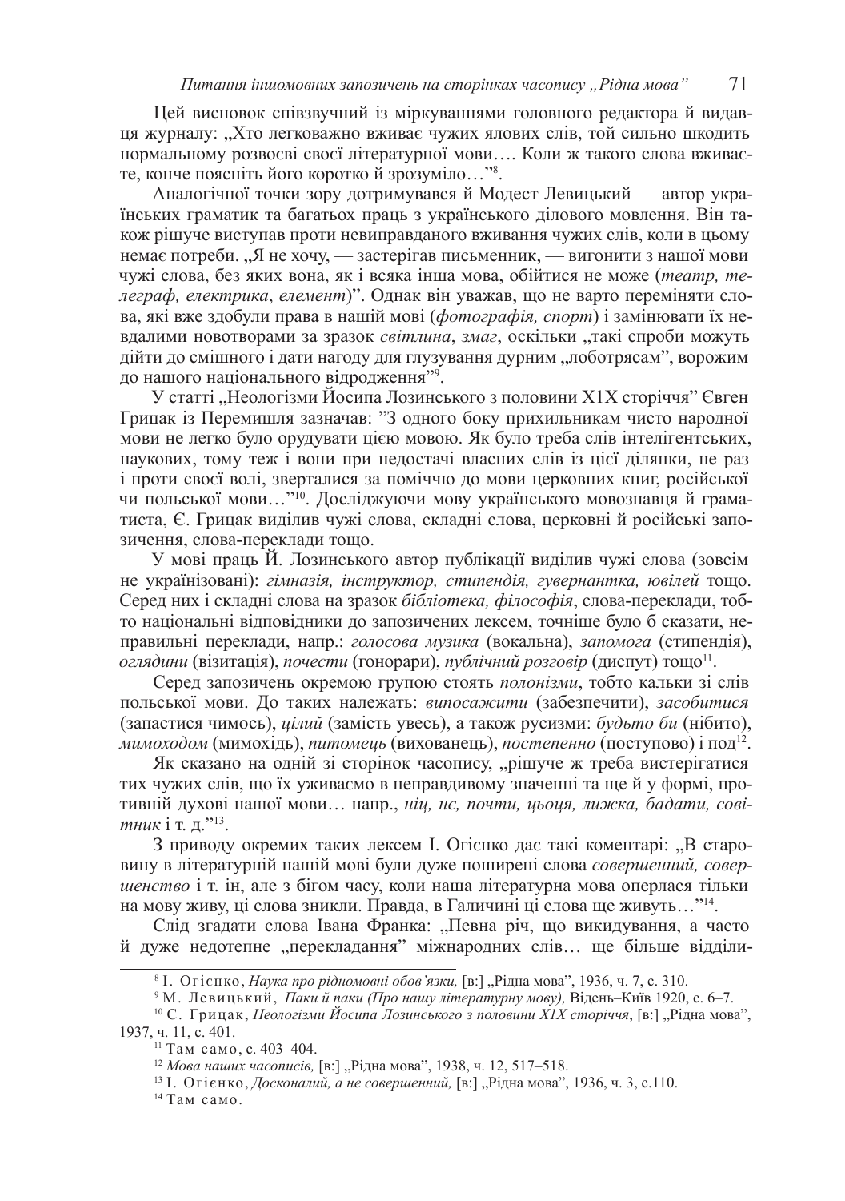Цей висновок співзвучний із міркуваннями головного редактора й видавця журналу: „Хто легковажно вживає чужих ялових слів, той сильно шкодить нормальному розвоєві своєї літературної мови…. Коли ж такого слова вживаєте, конче поясніть його коротко й зрозуміло…”[8].

Аналогічної точки зору дотримувався й Модест Левицький — автор українських граматик та багатьох праць з українського ділового мовлення. Він також рішуче виступав проти невиправданого вживання чужих слів, коли в цьому немає потреби. „Я не хочу, — застерігав письменник, — вигонити з нашої мови чужі слова, без яких вона, як і всяка інша мова, обійтися не може (*театр, телеграф, електрика, елемент*)”. Однак він уважав, що не варто переміняти слова, які вже здобули права в нашій мові (*фотографія, спорт*) і замінювати їх невдалими новотворами за зразок *світлина*, *змаг*, оскільки „такі спроби можуть дійти до смішного і дати нагоду для глузування дурним „лоботрясам”, ворожим до нашого національного відродження”[9].

У статті „Неологізми Йосипа Лозинського з половини Х1Х століття” Євген Грицак із Перемишля зазначав: ”З одного боку прихильникам чисто народної мови не легко було орудувати цією мовою. Як було треба слів інтелігентських, наукових, тому теж і вони при недостачі власних слів із цієї ділянки, не раз і проти своєї волі, зверталися за поміччю до мови церковних книг, російської чи польської мови…”[10]. Досліджуючи мову українського мовознавця й граматиста, Є. Грицак виділив чужі слова, складні слова, церковні й російські запозичення, слова-переклади тощо.

У мові праць Й. Лозинського автор публікації виділив чужі слова (зовсім не українізовані): *гімназія, інструктор, стипендія, гувернантка, ювілей* тощо. Серед них і складні слова на зразок *бібліотека, філософія*, слова-переклади, тобто національні відповідники до запозичених лексем, точніше було б сказати, неправильні переклади, напр.: *голосова музика* (вокальна), *запомога* (стипендія), *оглядини* (візитація), *почести* (гонорари), *публічний розговір* (диспут) тощо[11].

Серед запозичень окремою групою стоять *полонізми*, тобто кальки зі слів польської мови. До таких належать: *випосажити* (забезпечити), *засобитися* (запастися чимось), *цілий* (замість увесь), а також русизми: *будьто би* (нібито), *мимоходом* (мимохідь), *питомець* (вихованець), *постепенно* (поступово) і под[12].

Як сказано на одній зі сторінок часопису, „рішуче ж треба вистерігатися тих чужих слів, що їх уживаємо в неправдивому значенні та ще й у формі, противній духові нашої мови… напр., *ніц, нє, почти, цьоця, лижка, бадати, совітник* і т. д.”[13].

З приводу окремих таких лексем І. Огієнко дає такі коментарі: „В старовину в літературній нашій мові були дуже поширені слова *совершенний, совершенство* і т. ін, але з бігом часу, коли наша літературна мова оперлася тільки на мову живу, ці слова зникли. Правда, в Галичині ці слова ще живуть…”[14].

Слід згадати слова Івана Франка: „Певна річ, що викидування, а часто й дуже недотепне „перекладання” міжнародних слів… ще більше відділи-

---

[8] І. Огієнко, *Наука про рідномовні обов'язки,* [в:] „Рідна мова”, 1936, ч. 7, с. 310.

[9] М. Левицький, *Паки й паки (Про нашу літературну мову),* Відень–Київ 1920, с. 6–7.

[10] Є. Грицак, *Неологізми Йосипа Лозинського з половини Х1Х століття*, [в:] „Рідна мова”, 1937, ч. 11, с. 401.

[11] Там само, с. 403–404.

[12] *Мова наших часописів,* [в:] „Рідна мова”, 1938, ч. 12, 517–518.

[13] І. Огієнко, *Досконалий, а не совершенний,* [в:] „Рідна мова”, 1936, ч. 3, с.110.

[14] Там само.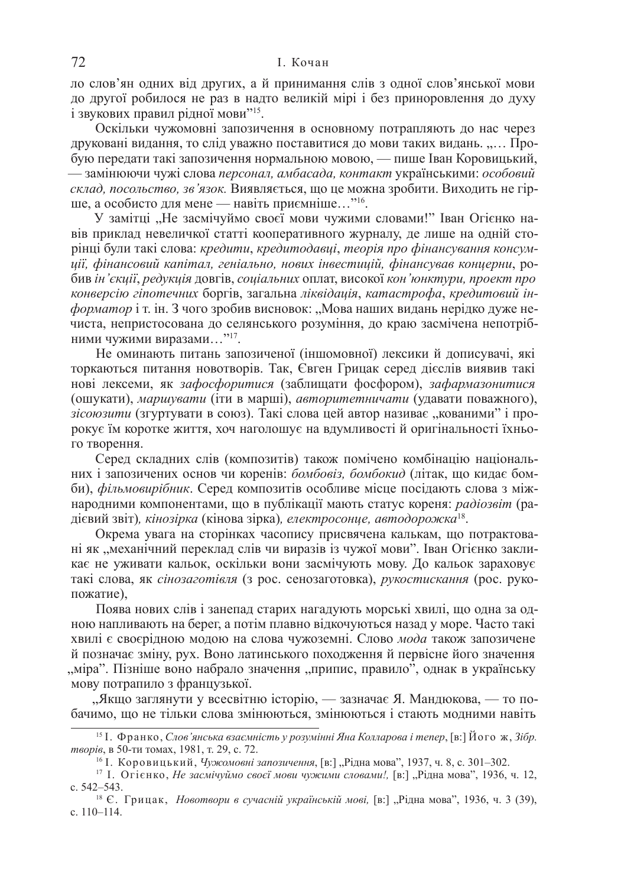ло слов'ян одних від других, а й принимання слів з одної слов'янської мови до другої робилося не раз в надто великій мірі і без приноровлення до духу і звукових правил рідної мови"[15].

Оскільки чужомовні запозичення в основному потрапляють до нас через друковані видання, то слід уважно поставитися до мови таких видань. „... Пробую передати такі запозичення нормальною мовою, — пише Іван Коровицький, — замінюючи чужі слова *персонал, амбасада, контакт* українськими: *особовий склад, посольство, зв'язок.* Виявляється, що це можна зробити. Виходить не гірше, а особисто для мене — навіть приємніше..."[16].

У замітці „Не засмічуймо своєї мови чужими словами!" Іван Огієнко навів приклад невеличкої статті кооперативного журналу, де лише на одній сторінці були такі слова: *кредити*, *кредитодавці*, *теорія про фінансування консумції, фінансовий капітал, геніально, нових інвестицій, фінансував концерни*, робив *ін'єкції*, *редукція* довгів, *соціальних* оплат, високої *кон'юнктури, проект про конверсію гіпотечних* боргів, загальна *ліквідація*, *катастрофа*, *кредитовий інформатор* і т. ін. З чого зробив висновок: „Мова наших видань нерідко дуже нечиста, непристосована до селянського розуміння, до краю засмічена непотрібними чужими виразами..."[17].

Не оминають питань запозиченої (іншомовної) лексики й дописувачі, які торкаються питання новотворів. Так, Євген Грицак серед дієслів виявив такі нові лексеми, як *зафосфоритися* (заблищати фосфором), *зафармазонитися* (ошукати), *маршувати* (іти в марші), *авторитетничати* (удавати поважного), *зісоюзити* (згуртувати в союз). Такі слова цей автор називає „кованими" і пророкує їм коротке життя, хоч наголошує на вдумливості й оригінальності їхнього творення.

Серед складних слів (композитів) також помічено комбінацію національних і запозичених основ чи коренів: *бомбовіз, бомбокид* (літак, що кидає бомби), *фільмовиробник*. Серед композитів особливе місце посідають слова з міжнародними компонентами, що в публікації мають статус кореня: *радіозвіт* (радієвий звіт)*, кінозірка* (кінова зірка)*, електросонце, автодорожка*[18].

Окрема увага на сторінках часопису присвячена калькам, що потрактовані як „механічний переклад слів чи виразів із чужої мови". Іван Огієнко закликає не уживати кальок, оскільки вони засмічують мову. До кальок зараховує такі слова, як *сінозаготівля* (з рос. сенозаготовка), *рукостискання* (рос. рукопожатие),

Поява нових слів і занепад старих нагадують морські хвилі, що одна за одною напливають на берег, а потім плавно відкочуються назад у море. Часто такі хвилі є своєрідною модою на слова чужоземні. Слово *мода* також запозичене й позначає зміну, рух. Воно латинського походження й первісне його значення „міра". Пізніше воно набрало значення „припис, правило", однак в українську мову потрапило з французької.

„Якщо заглянути у всесвітню історію, — зазначає Я. Мандюкова, — то побачимо, що не тільки слова змінюються, змінюються і стають модними навіть

---

[15] І. Франко, *Слов'янська взаємність у розумінні Яна Колларова і тепер*, [в:] Його ж, *Зібр. творів*, в 50-ти томах, 1981, т. 29, с. 72.

[16] І. Коровицький, *Чужомовні запозичення*, [в:] „Рідна мова", 1937, ч. 8, с. 301–302.

[17] І. Огієнко, *Не засмічуймо своєї мови чужими словами!,* [в:] „Рідна мова", 1936, ч. 12, с. 542–543.

[18] Є. Грицак, *Новотвори в сучасній українській мові,* [в:] „Рідна мова", 1936, ч. 3 (39), с. 110–114.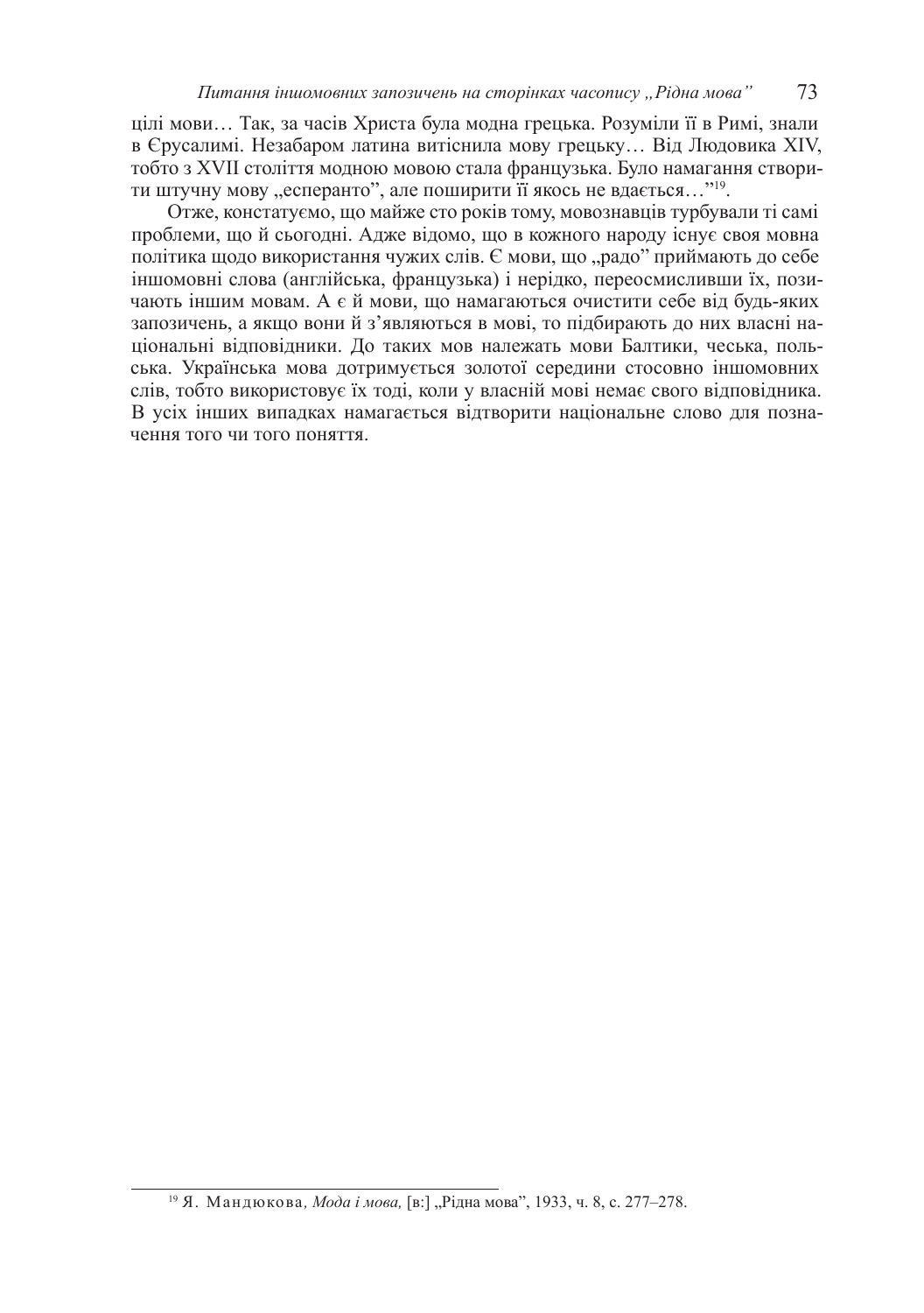цілі мови… Так, за часів Христа була модна грецька. Розуміли її в Римі, знали в Єрусалимі. Незабаром латина витіснила мову грецьку… Від Людовика XIV, тобто з XVII століття модною мовою стала французька. Було намагання створити штучну мову „есперанто", але поширити її якось не вдається…"[19].

Отже, констатуємо, що майже сто років тому, мовознавців турбували ті самі проблеми, що й сьогодні. Адже відомо, що в кожного народу існує своя мовна політика щодо використання чужих слів. Є мови, що „радо" приймають до себе іншомовні слова (англійська, французька) і нерідко, переосмисливши їх, позичають іншим мовам. А є й мови, що намагаються очистити себе від будь-яких запозичень, а якщо вони й з'являються в мові, то підбирають до них власні національні відповідники. До таких мов належать мови Балтики, чеська, польська. Українська мова дотримується золотої середини стосовно іншомовних слів, тобто використовує їх тоді, коли у власній мові немає свого відповідника. В усіх інших випадках намагається відтворити національне слово для позначення того чи того поняття.

---

[19] Я. Мандюкова, *Мода і мова,* [в:] „Рідна мова", 1933, ч. 8, с. 277–278.